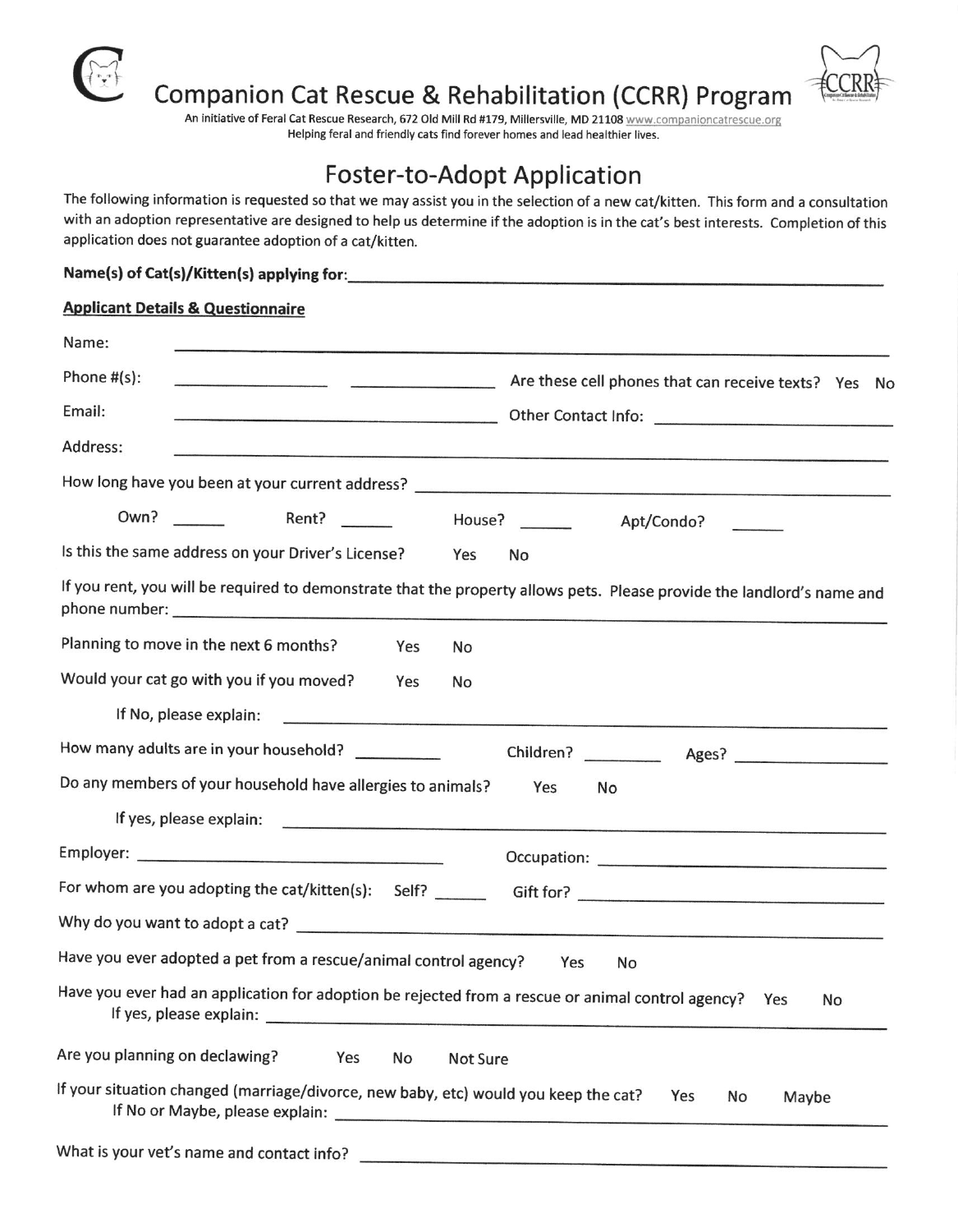# Companion Cat Rescue & Rehabilitation (CCRR) Program

An initiative of Feral Cat Rescue Research, 672 Old Mill Rd #179, Millersville, MD 21108 www.companioncatrescue.org
Helping feral and friendly cats find forever homes and lead healthier lives.

## Foster-to-Adopt Application

The following information is requested so that we may assist you in the selection of a new cat/kitten. This form and a consultation with an adoption representative are designed to help us determine if the adoption is in the cat's best interests. Completion of this application does not guarantee adoption of a cat/kitten.

**Name(s) of Cat(s)/Kitten(s) applying for:** ______________________________

**Applicant Details & Questionnaire**

Name: ______________________________

Phone #(s): ______________ ______________ Are these cell phones that can receive texts? Yes No

Email: ______________________________ Other Contact Info: ______________

Address: ______________________________

How long have you been at your current address? ______________________________

Own? _____ Rent? _____ House? _____ Apt/Condo? _____

Is this the same address on your Driver's License? Yes No

If you rent, you will be required to demonstrate that the property allows pets. Please provide the landlord's name and phone number: ______________________________

Planning to move in the next 6 months? Yes No

Would your cat go with you if you moved? Yes No

If No, please explain: ______________________________

How many adults are in your household? _________ Children? _________ Ages? _________

Do any members of your household have allergies to animals? Yes No

If yes, please explain: ______________________________

Employer: ______________________________ Occupation: ______________________________

For whom are you adopting the cat/kitten(s): Self? _____ Gift for? ______________

Why do you want to adopt a cat? ______________________________

Have you ever adopted a pet from a rescue/animal control agency? Yes No

Have you ever had an application for adoption be rejected from a rescue or animal control agency? Yes No
If yes, please explain: ______________________________

Are you planning on declawing? Yes No Not Sure

If your situation changed (marriage/divorce, new baby, etc) would you keep the cat? Yes No Maybe
If No or Maybe, please explain: ______________________________

What is your vet's name and contact info? ______________________________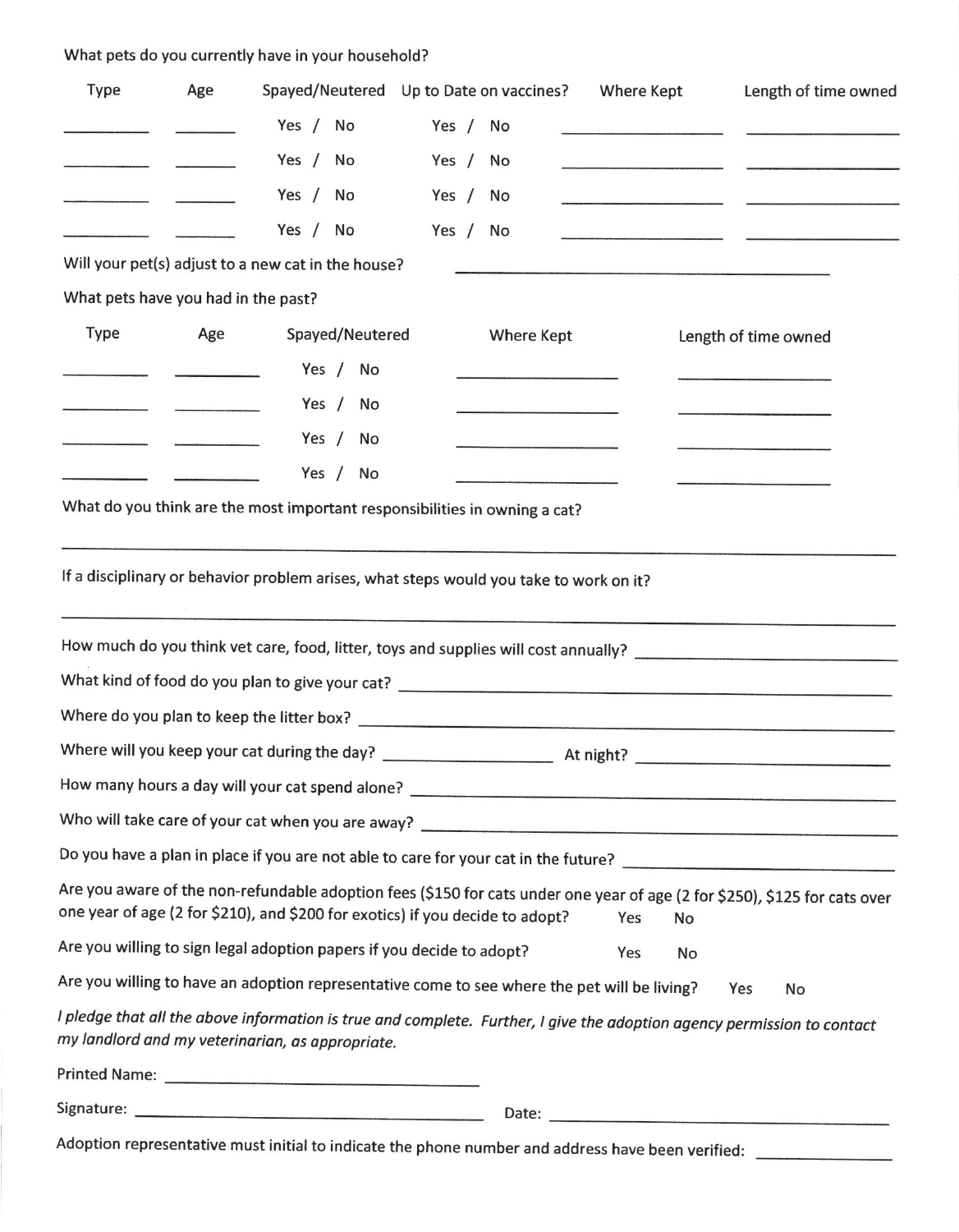What pets do you currently have in your household?

| Type | Age | Spayed/Neutered | Up to Date on vaccines? | Where Kept | Length of time owned |
| --- | --- | --- | --- | --- | --- |
| | | Yes / No | Yes / No | | |
| | | Yes / No | Yes / No | | |
| | | Yes / No | Yes / No | | |
| | | Yes / No | Yes / No | | |

Will your pet(s) adjust to a new cat in the house? ______________________

What pets have you had in the past?

| Type | Age | Spayed/Neutered | Where Kept | Length of time owned |
| --- | --- | --- | --- | --- |
| | | Yes / No | | |
| | | Yes / No | | |
| | | Yes / No | | |
| | | Yes / No | | |

What do you think are the most important responsibilities in owning a cat?

______________________________________________________________________

If a disciplinary or behavior problem arises, what steps would you take to work on it?

______________________________________________________________________

How much do you think vet care, food, litter, toys and supplies will cost annually? ______________

What kind of food do you plan to give your cat? ______________________

Where do you plan to keep the litter box? ______________________

Where will you keep your cat during the day? ______________ At night? ______________

How many hours a day will your cat spend alone? ______________________

Who will take care of your cat when you are away? ______________________

Do you have a plan in place if you are not able to care for your cat in the future? ______________

Are you aware of the non-refundable adoption fees ($150 for cats under one year of age (2 for $250), $125 for cats over one year of age (2 for $210), and $200 for exotics) if you decide to adopt? Yes No

Are you willing to sign legal adoption papers if you decide to adopt? Yes No

Are you willing to have an adoption representative come to see where the pet will be living? Yes No

*I pledge that all the above information is true and complete. Further, I give the adoption agency permission to contact my landlord and my veterinarian, as appropriate.*

Printed Name: ______________________

Signature: ______________________ Date: ______________________

Adoption representative must initial to indicate the phone number and address have been verified: __________